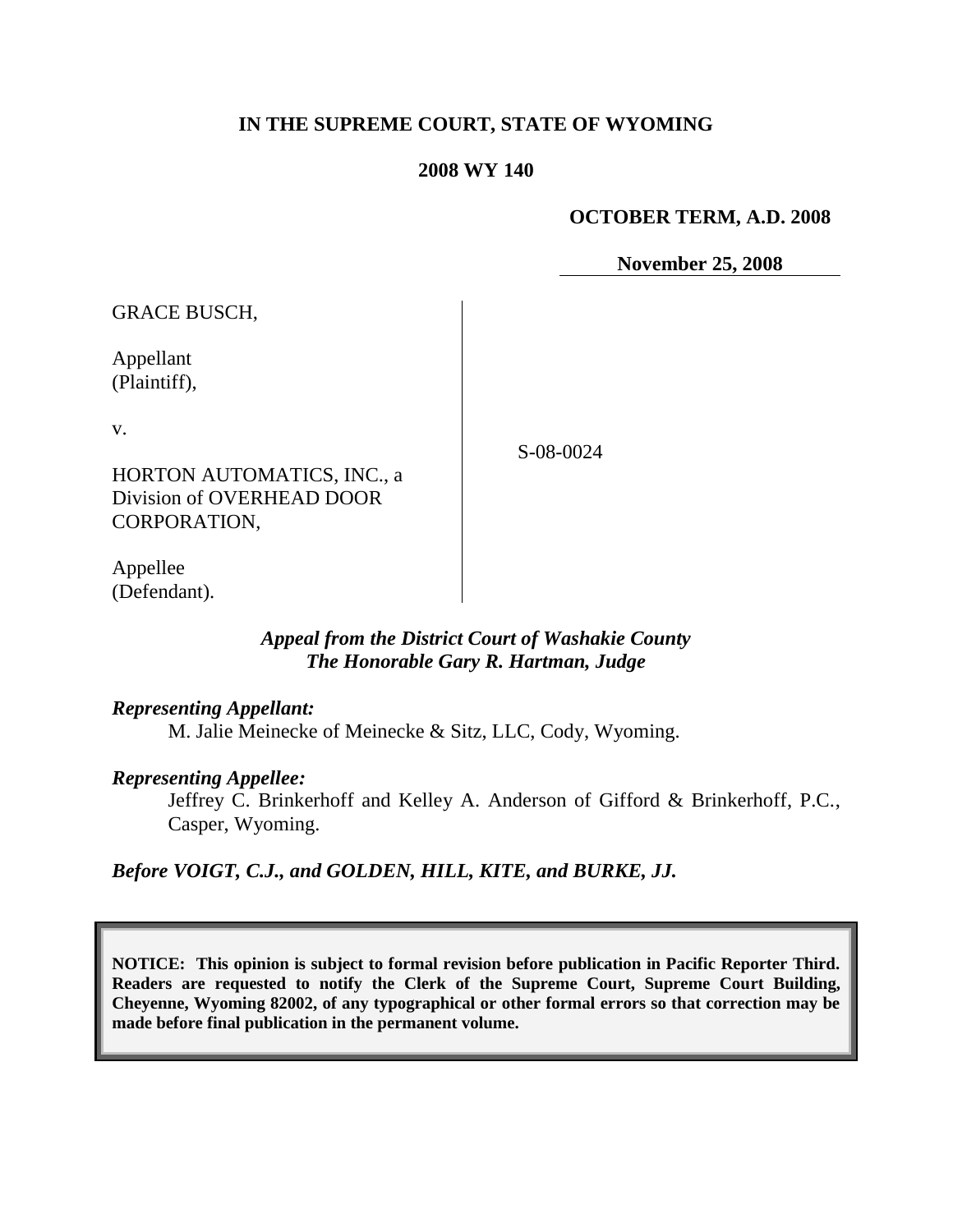**IN THE SUPREME COURT, STATE OF WYOMING**

**2008 WY 140**

**OCTOBER TERM, A.D. 2008**

**November 25, 2008**

| | |
|---|---|
| GRACE BUSCH,<br><br>Appellant<br>(Plaintiff),<br><br>v.<br><br>HORTON AUTOMATICS, INC., a Division of OVERHEAD DOOR CORPORATION,<br><br>Appellee<br>(Defendant). | S-08-0024 |

***Appeal from the District Court of Washakie County***
***The Honorable Gary R. Hartman, Judge***

***Representing Appellant:***

M. Jalie Meinecke of Meinecke & Sitz, LLC, Cody, Wyoming.

***Representing Appellee:***

Jeffrey C. Brinkerhoff and Kelley A. Anderson of Gifford & Brinkerhoff, P.C., Casper, Wyoming.

***Before VOIGT, C.J., and GOLDEN, HILL, KITE, and BURKE, JJ.***

**NOTICE: This opinion is subject to formal revision before publication in Pacific Reporter Third. Readers are requested to notify the Clerk of the Supreme Court, Supreme Court Building, Cheyenne, Wyoming 82002, of any typographical or other formal errors so that correction may be made before final publication in the permanent volume.**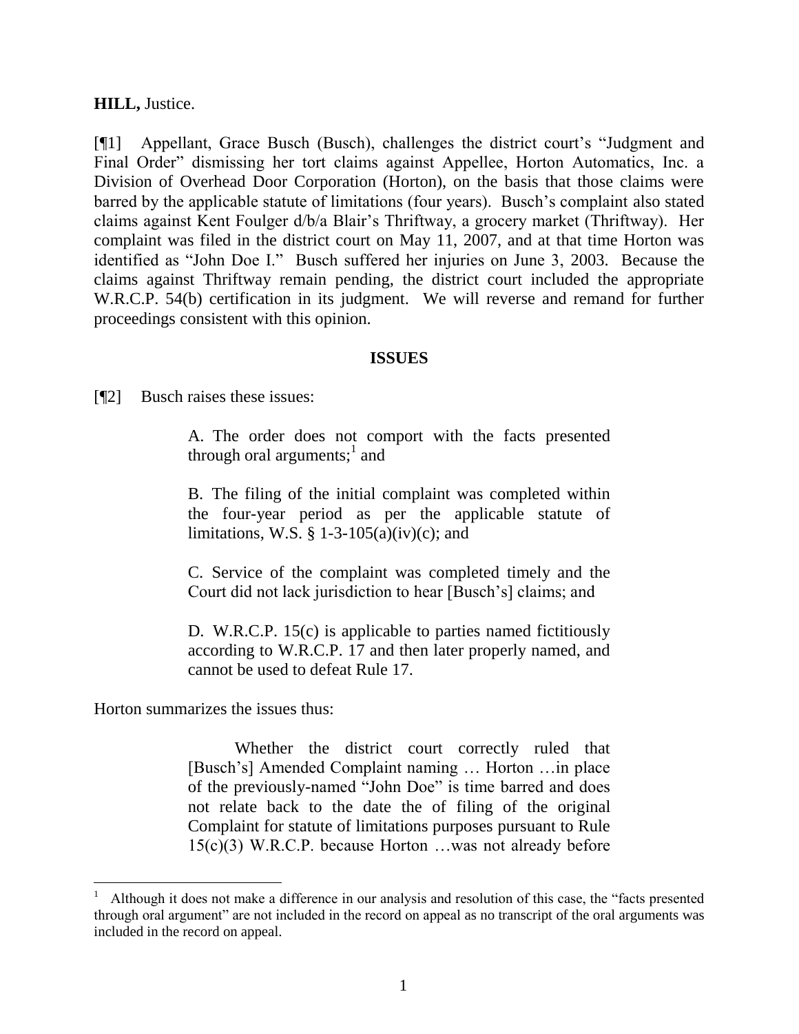**HILL,** Justice.

[¶1] Appellant, Grace Busch (Busch), challenges the district court's "Judgment and Final Order" dismissing her tort claims against Appellee, Horton Automatics, Inc. a Division of Overhead Door Corporation (Horton), on the basis that those claims were barred by the applicable statute of limitations (four years). Busch's complaint also stated claims against Kent Foulger d/b/a Blair's Thriftway, a grocery market (Thriftway). Her complaint was filed in the district court on May 11, 2007, and at that time Horton was identified as "John Doe I." Busch suffered her injuries on June 3, 2003. Because the claims against Thriftway remain pending, the district court included the appropriate W.R.C.P. 54(b) certification in its judgment. We will reverse and remand for further proceedings consistent with this opinion.

## ISSUES

[¶2] Busch raises these issues:

> A. The order does not comport with the facts presented through oral arguments;[1] and
>
> B. The filing of the initial complaint was completed within the four-year period as per the applicable statute of limitations, W.S. § 1-3-105(a)(iv)(c); and
>
> C. Service of the complaint was completed timely and the Court did not lack jurisdiction to hear [Busch's] claims; and
>
> D. W.R.C.P. 15(c) is applicable to parties named fictitiously according to W.R.C.P. 17 and then later properly named, and cannot be used to defeat Rule 17.

Horton summarizes the issues thus:

> Whether the district court correctly ruled that [Busch's] Amended Complaint naming … Horton …in place of the previously-named "John Doe" is time barred and does not relate back to the date the of filing of the original Complaint for statute of limitations purposes pursuant to Rule 15(c)(3) W.R.C.P. because Horton …was not already before

[1] Although it does not make a difference in our analysis and resolution of this case, the "facts presented through oral argument" are not included in the record on appeal as no transcript of the oral arguments was included in the record on appeal.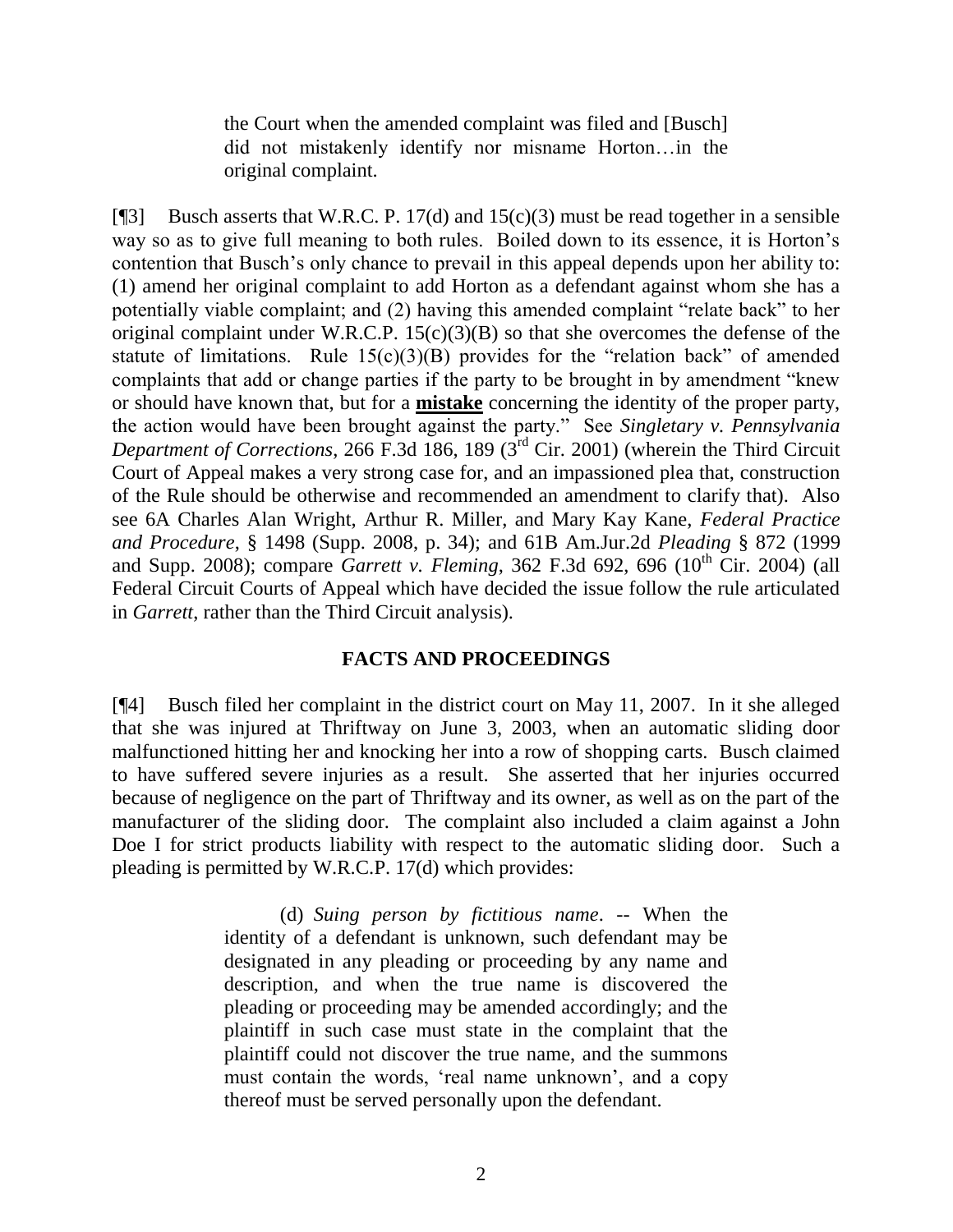> the Court when the amended complaint was filed and [Busch] did not mistakenly identify nor misname Horton…in the original complaint.

[¶3] Busch asserts that W.R.C. P. 17(d) and 15(c)(3) must be read together in a sensible way so as to give full meaning to both rules. Boiled down to its essence, it is Horton's contention that Busch's only chance to prevail in this appeal depends upon her ability to: (1) amend her original complaint to add Horton as a defendant against whom she has a potentially viable complaint; and (2) having this amended complaint "relate back" to her original complaint under W.R.C.P. 15(c)(3)(B) so that she overcomes the defense of the statute of limitations. Rule 15(c)(3)(B) provides for the "relation back" of amended complaints that add or change parties if the party to be brought in by amendment "knew or should have known that, but for a **mistake** concerning the identity of the proper party, the action would have been brought against the party." See *Singletary v. Pennsylvania Department of Corrections*, 266 F.3d 186, 189 (3rd Cir. 2001) (wherein the Third Circuit Court of Appeal makes a very strong case for, and an impassioned plea that, construction of the Rule should be otherwise and recommended an amendment to clarify that). Also see 6A Charles Alan Wright, Arthur R. Miller, and Mary Kay Kane, *Federal Practice and Procedure*, § 1498 (Supp. 2008, p. 34); and 61B Am.Jur.2d *Pleading* § 872 (1999 and Supp. 2008); compare *Garrett v. Fleming*, 362 F.3d 692, 696 (10th Cir. 2004) (all Federal Circuit Courts of Appeal which have decided the issue follow the rule articulated in *Garrett*, rather than the Third Circuit analysis).

## FACTS AND PROCEEDINGS

[¶4] Busch filed her complaint in the district court on May 11, 2007. In it she alleged that she was injured at Thriftway on June 3, 2003, when an automatic sliding door malfunctioned hitting her and knocking her into a row of shopping carts. Busch claimed to have suffered severe injuries as a result. She asserted that her injuries occurred because of negligence on the part of Thriftway and its owner, as well as on the part of the manufacturer of the sliding door. The complaint also included a claim against a John Doe I for strict products liability with respect to the automatic sliding door. Such a pleading is permitted by W.R.C.P. 17(d) which provides:

> (d) *Suing person by fictitious name*. -- When the identity of a defendant is unknown, such defendant may be designated in any pleading or proceeding by any name and description, and when the true name is discovered the pleading or proceeding may be amended accordingly; and the plaintiff in such case must state in the complaint that the plaintiff could not discover the true name, and the summons must contain the words, 'real name unknown', and a copy thereof must be served personally upon the defendant.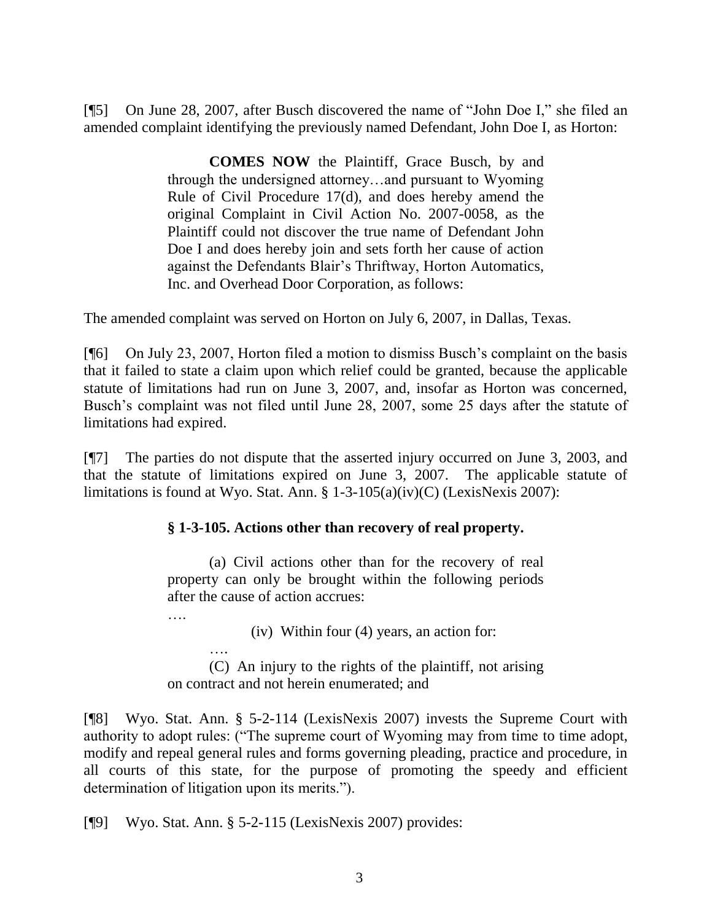[¶5] On June 28, 2007, after Busch discovered the name of "John Doe I," she filed an amended complaint identifying the previously named Defendant, John Doe I, as Horton:

> **COMES NOW** the Plaintiff, Grace Busch, by and through the undersigned attorney…and pursuant to Wyoming Rule of Civil Procedure 17(d), and does hereby amend the original Complaint in Civil Action No. 2007-0058, as the Plaintiff could not discover the true name of Defendant John Doe I and does hereby join and sets forth her cause of action against the Defendants Blair's Thriftway, Horton Automatics, Inc. and Overhead Door Corporation, as follows:

The amended complaint was served on Horton on July 6, 2007, in Dallas, Texas.

[¶6] On July 23, 2007, Horton filed a motion to dismiss Busch's complaint on the basis that it failed to state a claim upon which relief could be granted, because the applicable statute of limitations had run on June 3, 2007, and, insofar as Horton was concerned, Busch's complaint was not filed until June 28, 2007, some 25 days after the statute of limitations had expired.

[¶7] The parties do not dispute that the asserted injury occurred on June 3, 2003, and that the statute of limitations expired on June 3, 2007. The applicable statute of limitations is found at Wyo. Stat. Ann. § 1-3-105(a)(iv)(C) (LexisNexis 2007):

> **§ 1-3-105. Actions other than recovery of real property.**
>
> (a) Civil actions other than for the recovery of real property can only be brought within the following periods after the cause of action accrues:
>
> ….
>
> (iv) Within four (4) years, an action for:
>
> ….
>
> (C) An injury to the rights of the plaintiff, not arising on contract and not herein enumerated; and

[¶8] Wyo. Stat. Ann. § 5-2-114 (LexisNexis 2007) invests the Supreme Court with authority to adopt rules: ("The supreme court of Wyoming may from time to time adopt, modify and repeal general rules and forms governing pleading, practice and procedure, in all courts of this state, for the purpose of promoting the speedy and efficient determination of litigation upon its merits.").

[¶9] Wyo. Stat. Ann. § 5-2-115 (LexisNexis 2007) provides: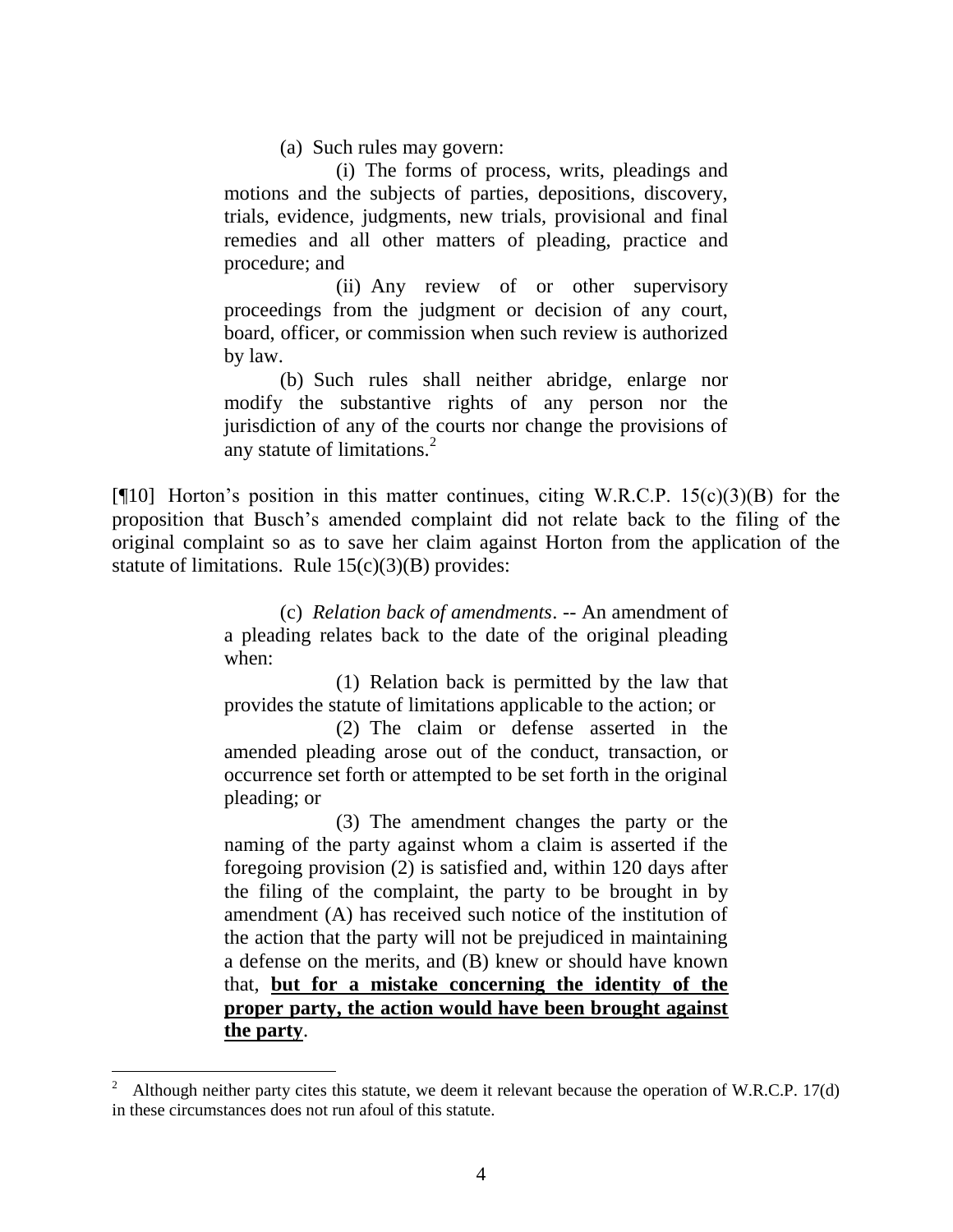(a) Such rules may govern:

(i) The forms of process, writs, pleadings and motions and the subjects of parties, depositions, discovery, trials, evidence, judgments, new trials, provisional and final remedies and all other matters of pleading, practice and procedure; and

(ii) Any review of or other supervisory proceedings from the judgment or decision of any court, board, officer, or commission when such review is authorized by law.

(b) Such rules shall neither abridge, enlarge nor modify the substantive rights of any person nor the jurisdiction of any of the courts nor change the provisions of any statute of limitations.[2]

[¶10] Horton's position in this matter continues, citing W.R.C.P. 15(c)(3)(B) for the proposition that Busch's amended complaint did not relate back to the filing of the original complaint so as to save her claim against Horton from the application of the statute of limitations. Rule 15(c)(3)(B) provides:

(c) *Relation back of amendments*. -- An amendment of a pleading relates back to the date of the original pleading when:

(1) Relation back is permitted by the law that provides the statute of limitations applicable to the action; or

(2) The claim or defense asserted in the amended pleading arose out of the conduct, transaction, or occurrence set forth or attempted to be set forth in the original pleading; or

(3) The amendment changes the party or the naming of the party against whom a claim is asserted if the foregoing provision (2) is satisfied and, within 120 days after the filing of the complaint, the party to be brought in by amendment (A) has received such notice of the institution of the action that the party will not be prejudiced in maintaining a defense on the merits, and (B) knew or should have known that, **<u>but for a mistake concerning the identity of the proper party, the action would have been brought against the party</u>**.

---

[2] Although neither party cites this statute, we deem it relevant because the operation of W.R.C.P. 17(d) in these circumstances does not run afoul of this statute.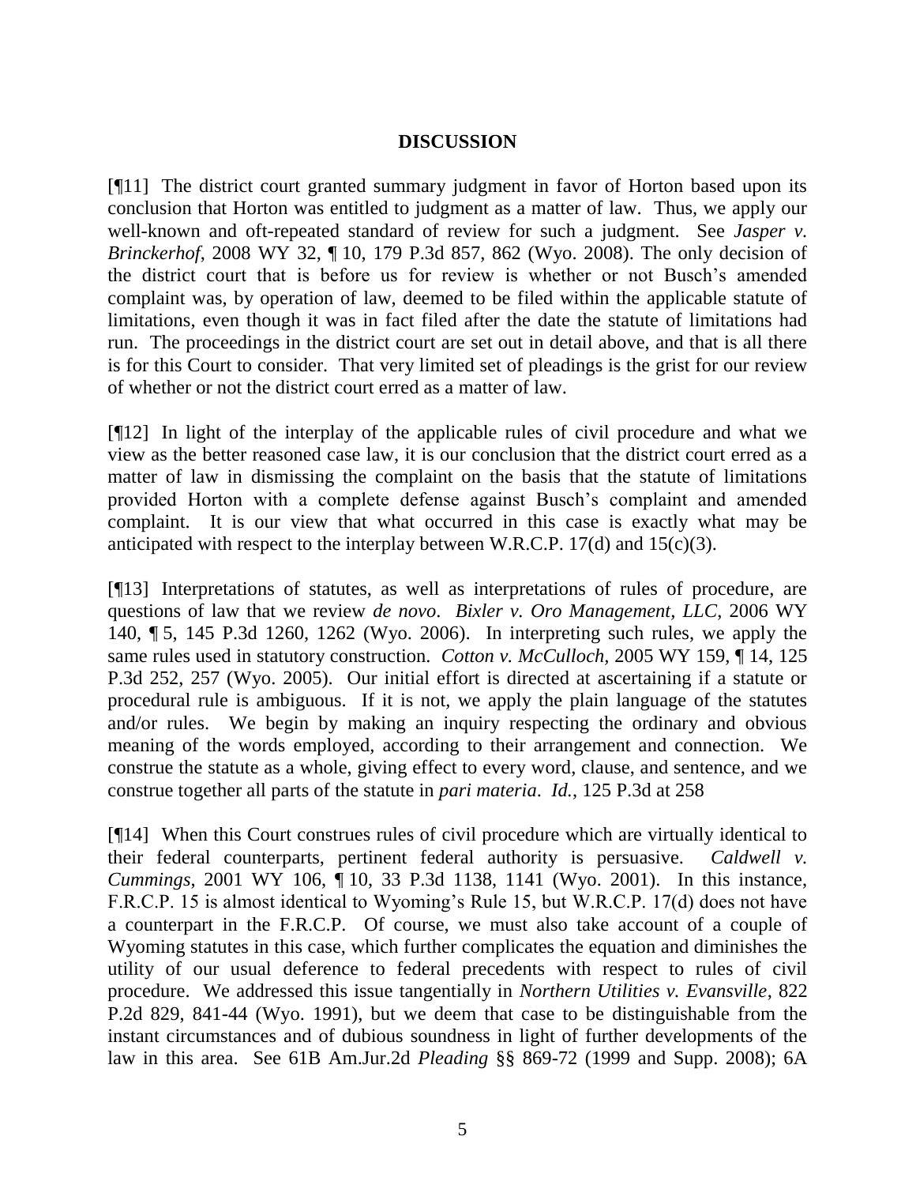## DISCUSSION

[¶11] The district court granted summary judgment in favor of Horton based upon its conclusion that Horton was entitled to judgment as a matter of law. Thus, we apply our well-known and oft-repeated standard of review for such a judgment. See *Jasper v. Brinckerhof*, 2008 WY 32, ¶ 10, 179 P.3d 857, 862 (Wyo. 2008). The only decision of the district court that is before us for review is whether or not Busch's amended complaint was, by operation of law, deemed to be filed within the applicable statute of limitations, even though it was in fact filed after the date the statute of limitations had run. The proceedings in the district court are set out in detail above, and that is all there is for this Court to consider. That very limited set of pleadings is the grist for our review of whether or not the district court erred as a matter of law.

[¶12] In light of the interplay of the applicable rules of civil procedure and what we view as the better reasoned case law, it is our conclusion that the district court erred as a matter of law in dismissing the complaint on the basis that the statute of limitations provided Horton with a complete defense against Busch's complaint and amended complaint. It is our view that what occurred in this case is exactly what may be anticipated with respect to the interplay between W.R.C.P. 17(d) and 15(c)(3).

[¶13] Interpretations of statutes, as well as interpretations of rules of procedure, are questions of law that we review *de novo*. *Bixler v. Oro Management, LLC*, 2006 WY 140, ¶ 5, 145 P.3d 1260, 1262 (Wyo. 2006). In interpreting such rules, we apply the same rules used in statutory construction. *Cotton v. McCulloch*, 2005 WY 159, ¶ 14, 125 P.3d 252, 257 (Wyo. 2005). Our initial effort is directed at ascertaining if a statute or procedural rule is ambiguous. If it is not, we apply the plain language of the statutes and/or rules. We begin by making an inquiry respecting the ordinary and obvious meaning of the words employed, according to their arrangement and connection. We construe the statute as a whole, giving effect to every word, clause, and sentence, and we construe together all parts of the statute in *pari materia*. *Id.*, 125 P.3d at 258

[¶14] When this Court construes rules of civil procedure which are virtually identical to their federal counterparts, pertinent federal authority is persuasive. *Caldwell v. Cummings*, 2001 WY 106, ¶ 10, 33 P.3d 1138, 1141 (Wyo. 2001). In this instance, F.R.C.P. 15 is almost identical to Wyoming's Rule 15, but W.R.C.P. 17(d) does not have a counterpart in the F.R.C.P. Of course, we must also take account of a couple of Wyoming statutes in this case, which further complicates the equation and diminishes the utility of our usual deference to federal precedents with respect to rules of civil procedure. We addressed this issue tangentially in *Northern Utilities v. Evansville*, 822 P.2d 829, 841-44 (Wyo. 1991), but we deem that case to be distinguishable from the instant circumstances and of dubious soundness in light of further developments of the law in this area. See 61B Am.Jur.2d *Pleading* §§ 869-72 (1999 and Supp. 2008); 6A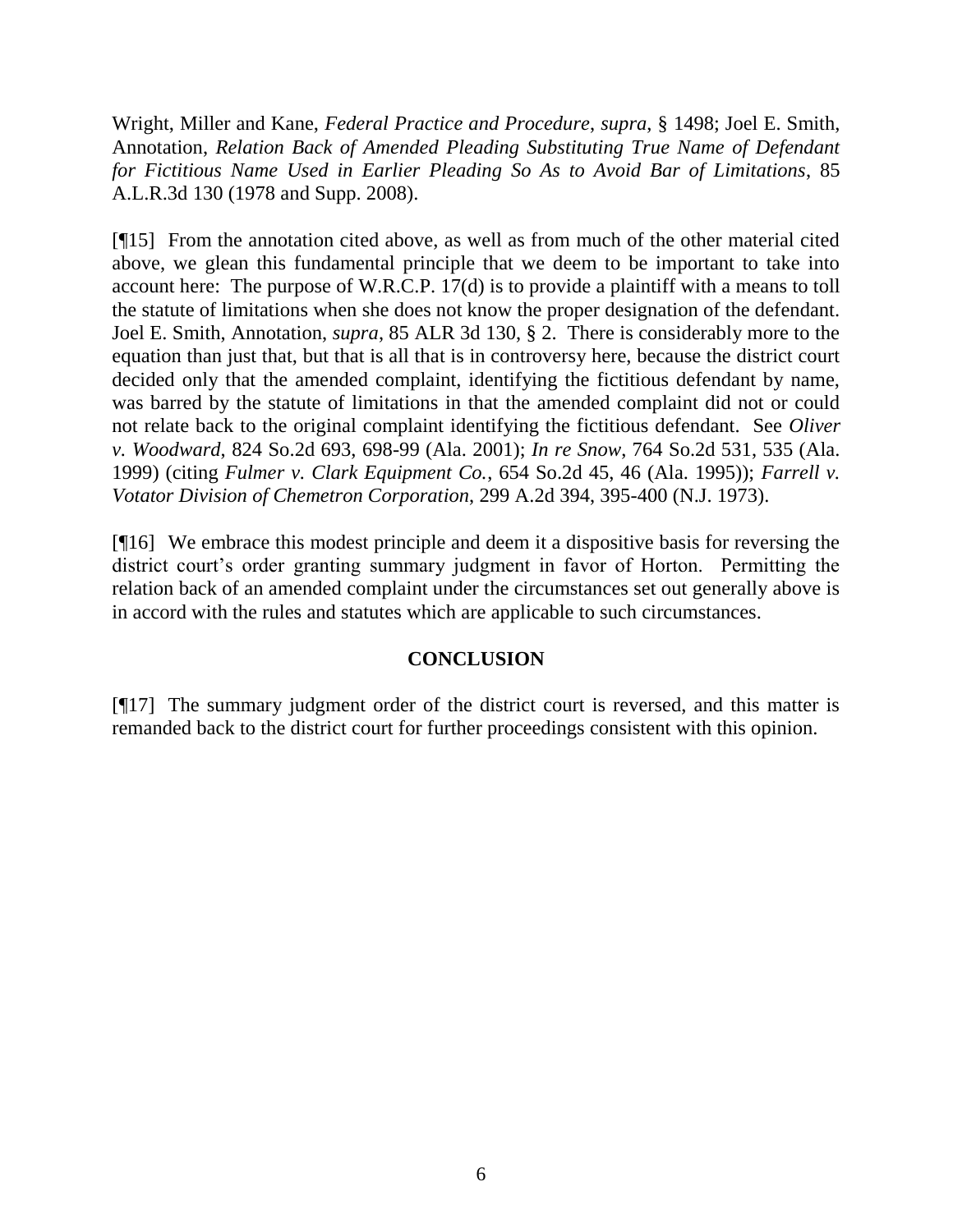Wright, Miller and Kane, *Federal Practice and Procedure*, *supra*, § 1498; Joel E. Smith, Annotation, *Relation Back of Amended Pleading Substituting True Name of Defendant for Fictitious Name Used in Earlier Pleading So As to Avoid Bar of Limitations*, 85 A.L.R.3d 130 (1978 and Supp. 2008).

[¶15] From the annotation cited above, as well as from much of the other material cited above, we glean this fundamental principle that we deem to be important to take into account here: The purpose of W.R.C.P. 17(d) is to provide a plaintiff with a means to toll the statute of limitations when she does not know the proper designation of the defendant. Joel E. Smith, Annotation, *supra*, 85 ALR 3d 130, § 2. There is considerably more to the equation than just that, but that is all that is in controversy here, because the district court decided only that the amended complaint, identifying the fictitious defendant by name, was barred by the statute of limitations in that the amended complaint did not or could not relate back to the original complaint identifying the fictitious defendant. See *Oliver v. Woodward*, 824 So.2d 693, 698-99 (Ala. 2001); *In re Snow*, 764 So.2d 531, 535 (Ala. 1999) (citing *Fulmer v. Clark Equipment Co.*, 654 So.2d 45, 46 (Ala. 1995)); *Farrell v. Votator Division of Chemetron Corporation*, 299 A.2d 394, 395-400 (N.J. 1973).

[¶16] We embrace this modest principle and deem it a dispositive basis for reversing the district court's order granting summary judgment in favor of Horton. Permitting the relation back of an amended complaint under the circumstances set out generally above is in accord with the rules and statutes which are applicable to such circumstances.

## CONCLUSION

[¶17] The summary judgment order of the district court is reversed, and this matter is remanded back to the district court for further proceedings consistent with this opinion.